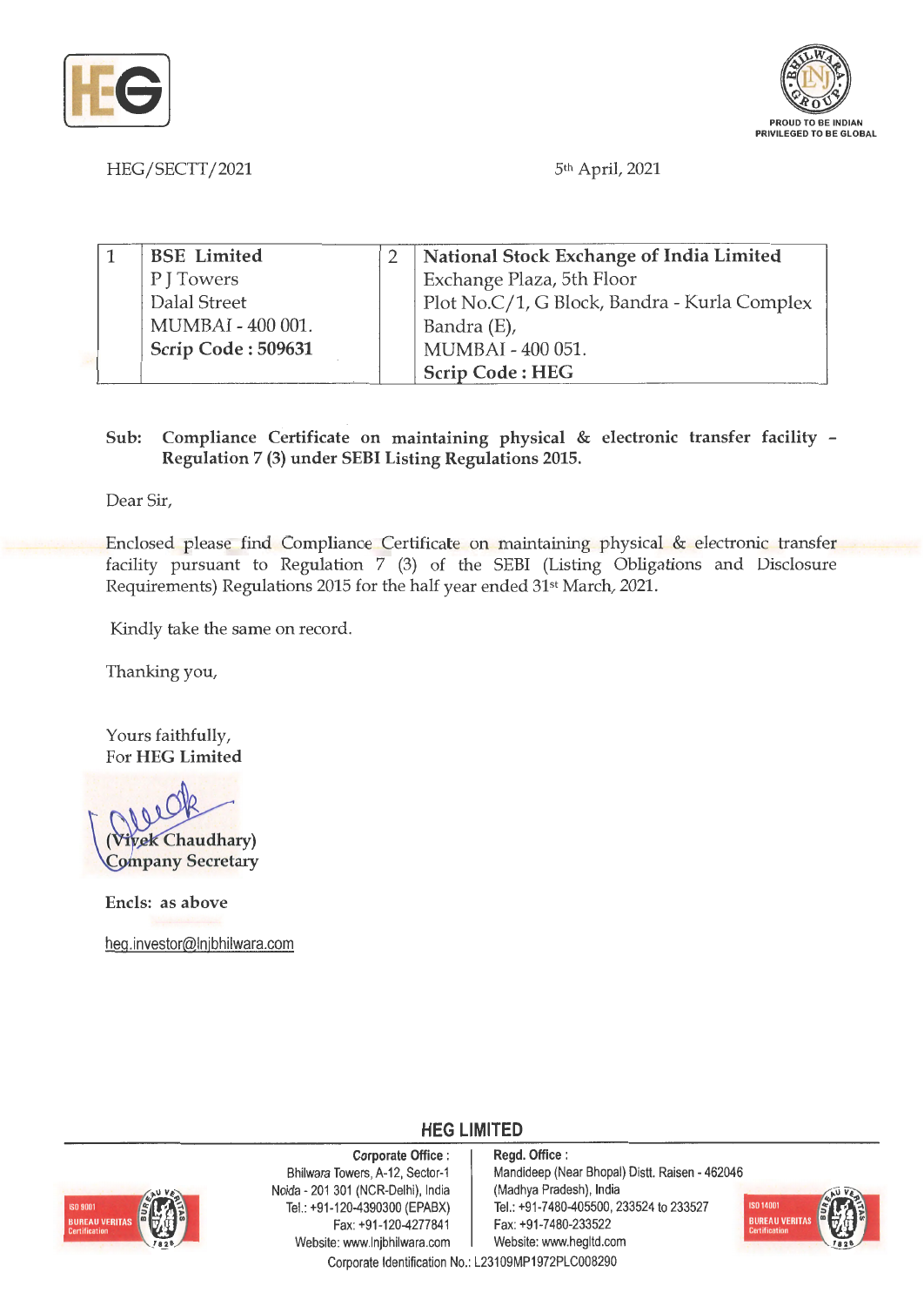HEG/SECTT/2021

5th April, 2021

| | | | |
|---|---|---|---|
| 1 | **BSE Limited**<br>P J Towers<br>Dalal Street<br>MUMBAI - 400 001.<br>**Scrip Code : 509631** | 2 | **National Stock Exchange of India Limited**<br>Exchange Plaza, 5th Floor<br>Plot No.C/1, G Block, Bandra - Kurla Complex<br>Bandra (E),<br>MUMBAI - 400 051.<br>**Scrip Code : HEG** |

**Sub: Compliance Certificate on maintaining physical & electronic transfer facility - Regulation 7 (3) under SEBI Listing Regulations 2015.**

Dear Sir,

Enclosed please find Compliance Certificate on maintaining physical & electronic transfer facility pursuant to Regulation 7 (3) of the SEBI (Listing Obligations and Disclosure Requirements) Regulations 2015 for the half year ended 31st March, 2021.

Kindly take the same on record.

Thanking you,

Yours faithfully,
For **HEG Limited**

**(Vivek Chaudhary)**
**Company Secretary**

**Encls: as above**

heg.investor@lnjbhilwara.com

**HEG LIMITED**

**Corporate Office :**
Bhilwara Towers, A-12, Sector-1
Noida - 201 301 (NCR-Delhi), India
Tel.: +91-120-4390300 (EPABX)
Fax: +91-120-4277841
Website: www.lnjbhilwara.com

**Regd. Office :**
Mandideep (Near Bhopal) Distt. Raisen - 462046
(Madhya Pradesh), India
Tel.: +91-7480-405500, 233524 to 233527
Fax: +91-7480-233522
Website: www.hegltd.com

Corporate Identification No.: L23109MP1972PLC008290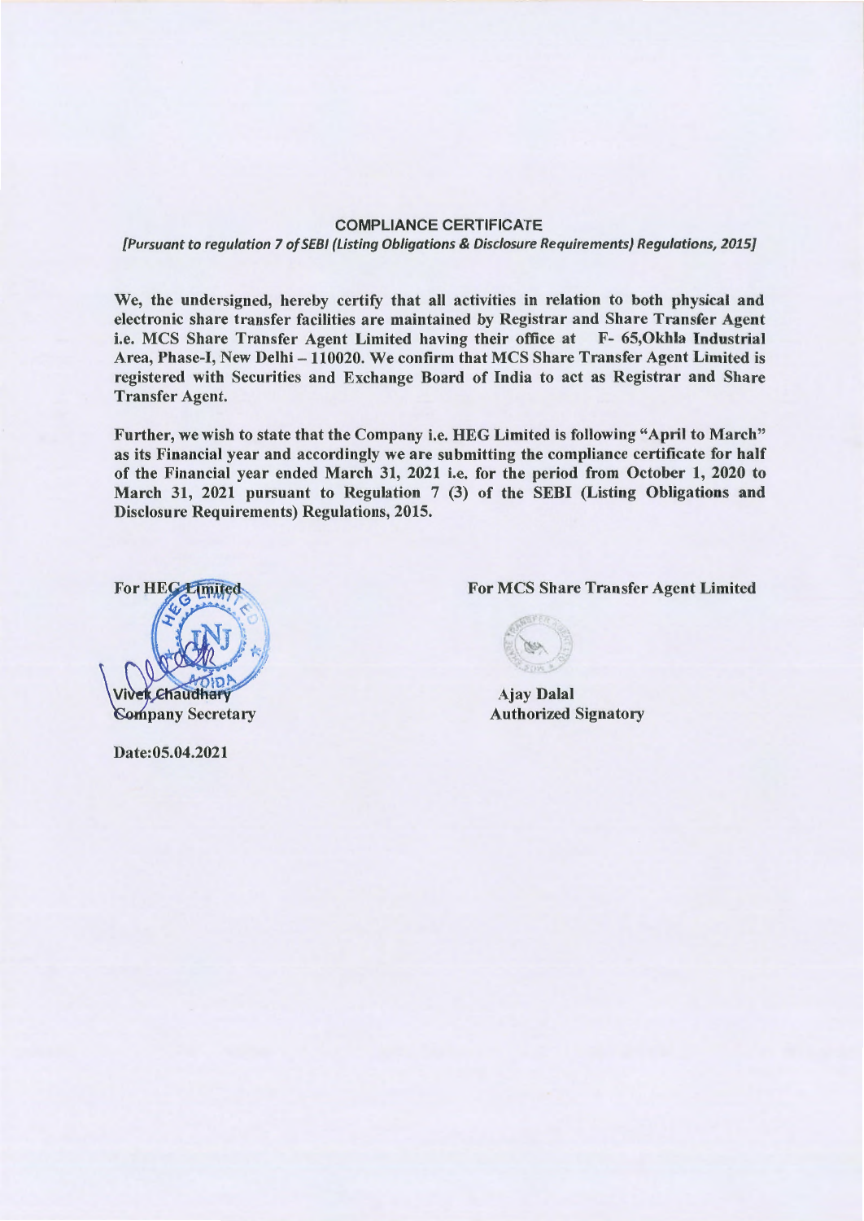## COMPLIANCE CERTIFICATE

*[Pursuant to regulation 7 of SEBI (Listing Obligations & Disclosure Requirements) Regulations, 2015]*

**We, the undersigned, hereby certify that all activities in relation to both physical and electronic share transfer facilities are maintained by Registrar and Share Transfer Agent i.e. MCS Share Transfer Agent Limited having their office at F- 65,Okhla Industrial Area, Phase-I, New Delhi – 110020. We confirm that MCS Share Transfer Agent Limited is registered with Securities and Exchange Board of India to act as Registrar and Share Transfer Agent.**

**Further, we wish to state that the Company i.e. HEG Limited is following "April to March" as its Financial year and accordingly we are submitting the compliance certificate for half of the Financial year ended March 31, 2021 i.e. for the period from October 1, 2020 to March 31, 2021 pursuant to Regulation 7 (3) of the SEBI (Listing Obligations and Disclosure Requirements) Regulations, 2015.**

**For HEG Limited**

Vivek Chaudhary
**Company Secretary**

**For MCS Share Transfer Agent Limited**

**Ajay Dalal**
**Authorized Signatory**

**Date:05.04.2021**